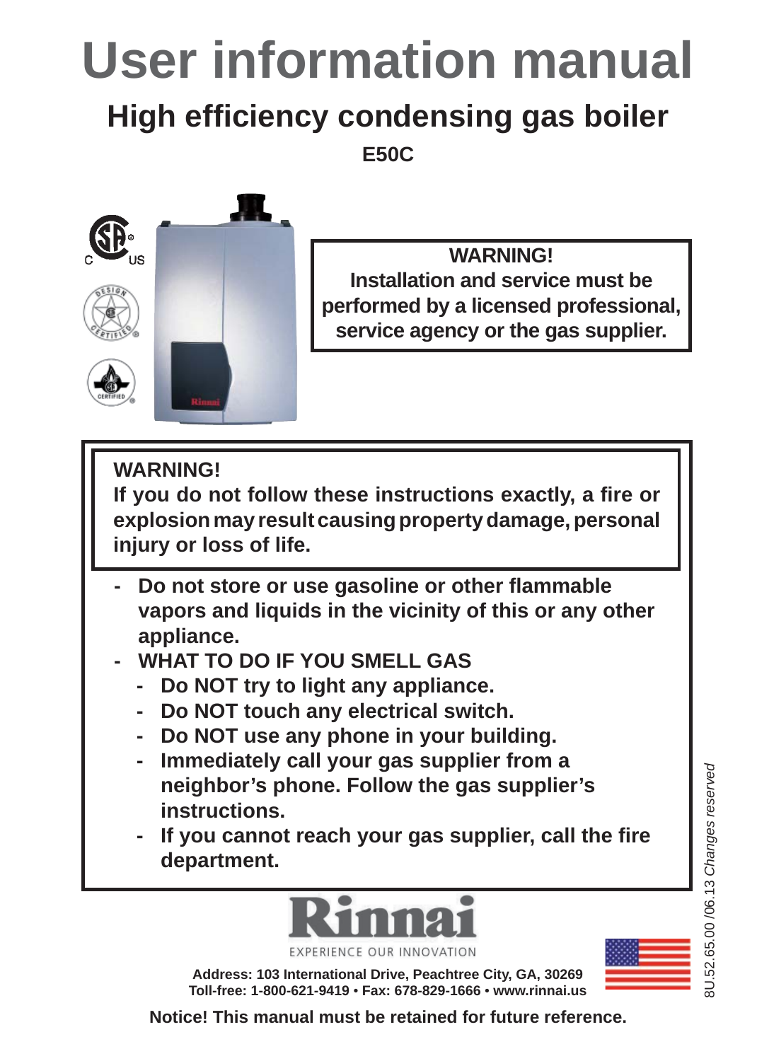# User information manual

## High efficiency condensing gas boiler

**E50C**

**WARNING!**
**Installation and service must be performed by a licensed professional, service agency or the gas supplier.**

**WARNING!**
**If you do not follow these instructions exactly, a fire or explosion may result causing property damage, personal injury or loss of life.**

- **Do not store or use gasoline or other flammable vapors and liquids in the vicinity of this or any other appliance.**
- **WHAT TO DO IF YOU SMELL GAS**
  - **Do NOT try to light any appliance.**
  - **Do NOT touch any electrical switch.**
  - **Do NOT use any phone in your building.**
  - **Immediately call your gas supplier from a neighbor's phone. Follow the gas supplier's instructions.**
  - **If you cannot reach your gas supplier, call the fire department.**

Rinnai
EXPERIENCE OUR INNOVATION

**Address: 103 International Drive, Peachtree City, GA, 30269**
**Toll-free: 1-800-621-9419 • Fax: 678-829-1666 • www.rinnai.us**

**Notice! This manual must be retained for future reference.**

8U.52.65.00 /06.13 *Changes reserved*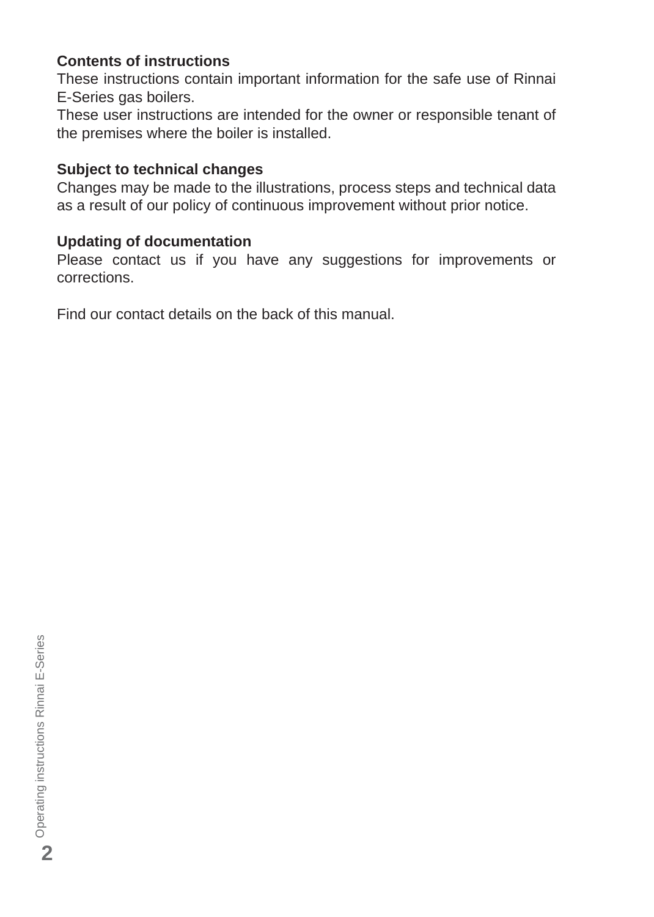**Contents of instructions**

These instructions contain important information for the safe use of Rinnai E-Series gas boilers.
These user instructions are intended for the owner or responsible tenant of the premises where the boiler is installed.

**Subject to technical changes**

Changes may be made to the illustrations, process steps and technical data as a result of our policy of continuous improvement without prior notice.

**Updating of documentation**

Please contact us if you have any suggestions for improvements or corrections.

Find our contact details on the back of this manual.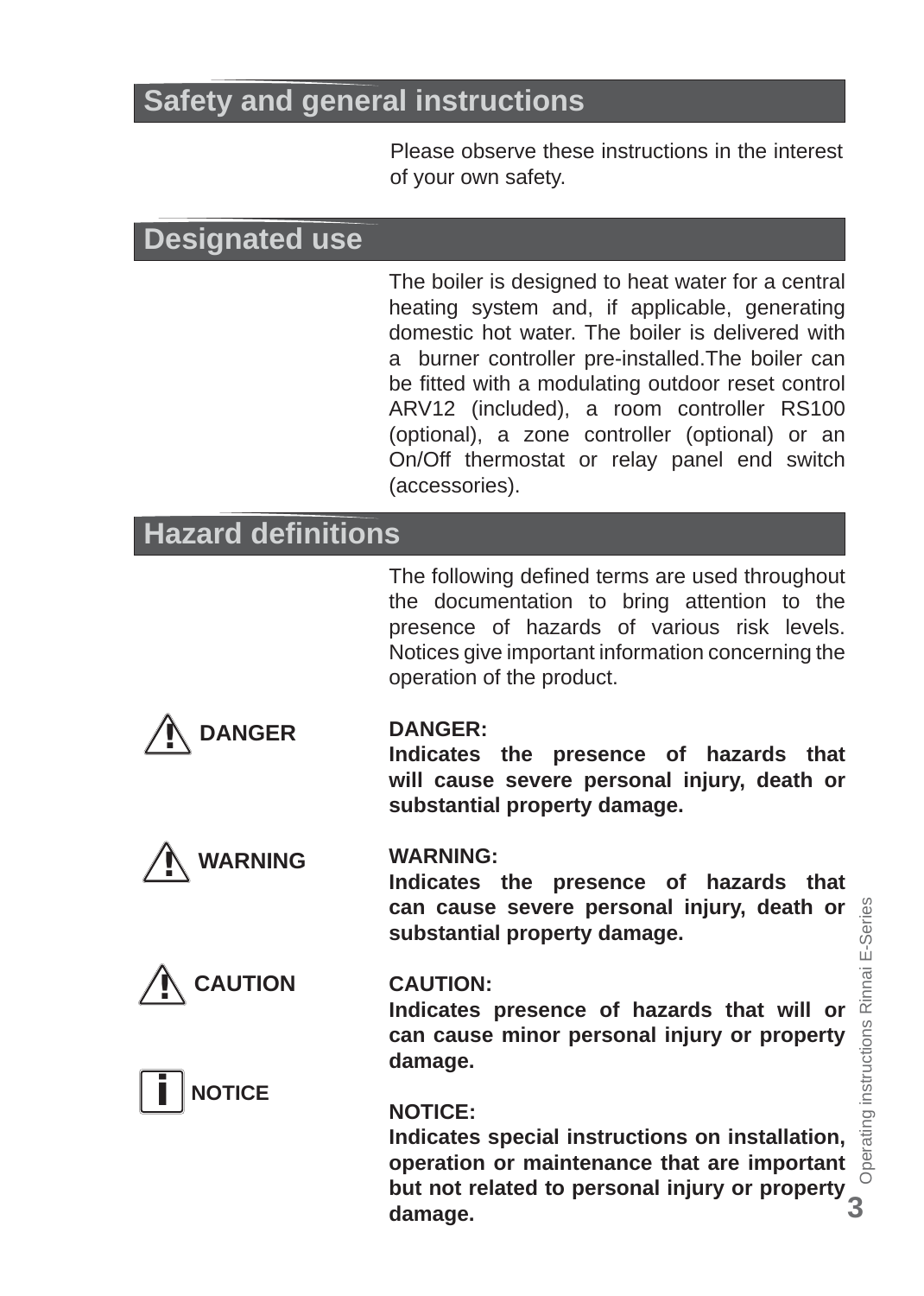## Safety and general instructions

Please observe these instructions in the interest of your own safety.

## Designated use

The boiler is designed to heat water for a central heating system and, if applicable, generating domestic hot water. The boiler is delivered with a burner controller pre-installed.The boiler can be fitted with a modulating outdoor reset control ARV12 (included), a room controller RS100 (optional), a zone controller (optional) or an On/Off thermostat or relay panel end switch (accessories).

## Hazard definitions

The following defined terms are used throughout the documentation to bring attention to the presence of hazards of various risk levels. Notices give important information concerning the operation of the product.

**DANGER**

**DANGER:**
**Indicates the presence of hazards that will cause severe personal injury, death or substantial property damage.**

**WARNING**

**WARNING:**
**Indicates the presence of hazards that can cause severe personal injury, death or substantial property damage.**

**CAUTION**

**CAUTION:**
**Indicates presence of hazards that will or can cause minor personal injury or property damage.**

**NOTICE**

**NOTICE:**
**Indicates special instructions on installation, operation or maintenance that are important but not related to personal injury or property damage.**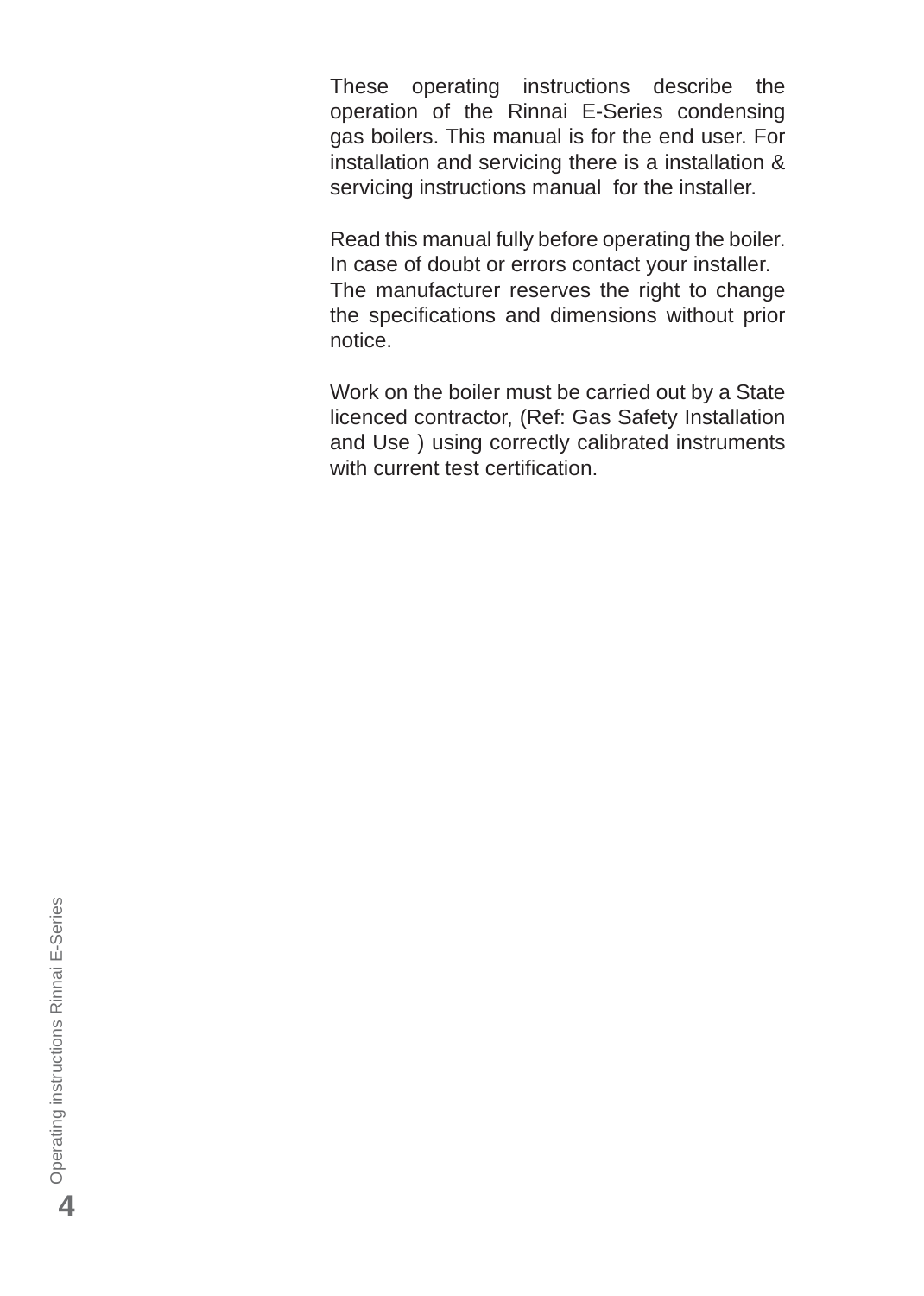These operating instructions describe the operation of the Rinnai E-Series condensing gas boilers. This manual is for the end user. For installation and servicing there is a installation & servicing instructions manual for the installer.

Read this manual fully before operating the boiler. In case of doubt or errors contact your installer. The manufacturer reserves the right to change the specifications and dimensions without prior notice.

Work on the boiler must be carried out by a State licenced contractor, (Ref: Gas Safety Installation and Use ) using correctly calibrated instruments with current test certification.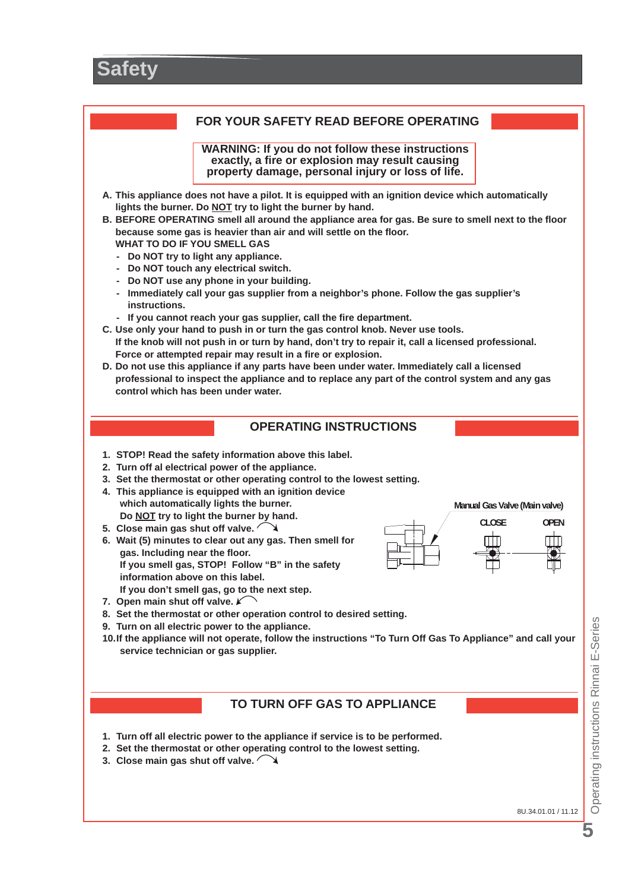# Safety

## FOR YOUR SAFETY READ BEFORE OPERATING

**WARNING: If you do not follow these instructions exactly, a fire or explosion may result causing property damage, personal injury or loss of life.**

**A. This appliance does not have a pilot. It is equipped with an ignition device which automatically lights the burner. Do NOT try to light the burner by hand.**

**B. BEFORE OPERATING smell all around the appliance area for gas. Be sure to smell next to the floor because some gas is heavier than air and will settle on the floor.**
**WHAT TO DO IF YOU SMELL GAS**

- **Do NOT try to light any appliance.**
- **Do NOT touch any electrical switch.**
- **Do NOT use any phone in your building.**
- **Immediately call your gas supplier from a neighbor's phone. Follow the gas supplier's instructions.**
- **If you cannot reach your gas supplier, call the fire department.**

**C. Use only your hand to push in or turn the gas control knob. Never use tools. If the knob will not push in or turn by hand, don't try to repair it, call a licensed professional. Force or attempted repair may result in a fire or explosion.**

**D. Do not use this appliance if any parts have been under water. Immediately call a licensed professional to inspect the appliance and to replace any part of the control system and any gas control which has been under water.**

## OPERATING INSTRUCTIONS

1. **STOP! Read the safety information above this label.**
2. **Turn off al electrical power of the appliance.**
3. **Set the thermostat or other operating control to the lowest setting.**
4. **This appliance is equipped with an ignition device which automatically lights the burner. Do NOT try to light the burner by hand.**
5. **Close main gas shut off valve.**
6. **Wait (5) minutes to clear out any gas. Then smell for gas. Including near the floor. If you smell gas, STOP! Follow "B" in the safety information above on this label. If you don't smell gas, go to the next step.**
7. **Open main shut off valve.**
8. **Set the thermostat or other operation control to desired setting.**
9. **Turn on all electric power to the appliance.**
10. **If the appliance will not operate, follow the instructions "To Turn Off Gas To Appliance" and call your service technician or gas supplier.**

Manual Gas Valve (Main valve)

CLOSE OPEN

## TO TURN OFF GAS TO APPLIANCE

1. **Turn off all electric power to the appliance if service is to be performed.**
2. **Set the thermostat or other operating control to the lowest setting.**
3. **Close main gas shut off valve.**

8U.34.01.01 / 11.12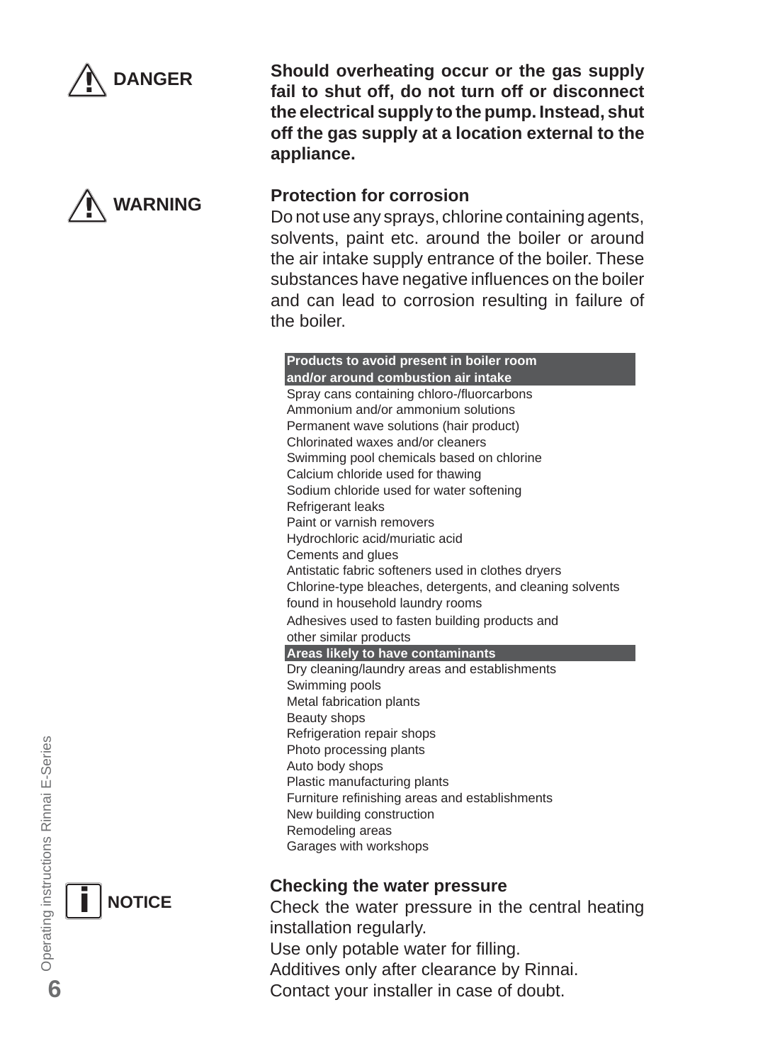**DANGER**

**Should overheating occur or the gas supply fail to shut off, do not turn off or disconnect the electrical supply to the pump. Instead, shut off the gas supply at a location external to the appliance.**

**WARNING**

**Protection for corrosion**

Do not use any sprays, chlorine containing agents, solvents, paint etc. around the boiler or around the air intake supply entrance of the boiler. These substances have negative influences on the boiler and can lead to corrosion resulting in failure of the boiler.

| Products to avoid present in boiler room and/or around combustion air intake |
|---|
| Spray cans containing chloro-/fluorcarbons |
| Ammonium and/or ammonium solutions |
| Permanent wave solutions (hair product) |
| Chlorinated waxes and/or cleaners |
| Swimming pool chemicals based on chlorine |
| Calcium chloride used for thawing |
| Sodium chloride used for water softening |
| Refrigerant leaks |
| Paint or varnish removers |
| Hydrochloric acid/muriatic acid |
| Cements and glues |
| Antistatic fabric softeners used in clothes dryers |
| Chlorine-type bleaches, detergents, and cleaning solvents found in household laundry rooms |
| Adhesives used to fasten building products and other similar products |
| **Areas likely to have contaminants** |
| Dry cleaning/laundry areas and establishments |
| Swimming pools |
| Metal fabrication plants |
| Beauty shops |
| Refrigeration repair shops |
| Photo processing plants |
| Auto body shops |
| Plastic manufacturing plants |
| Furniture refinishing areas and establishments |
| New building construction |
| Remodeling areas |
| Garages with workshops |

**NOTICE**

**Checking the water pressure**

Check the water pressure in the central heating installation regularly.
Use only potable water for filling.
Additives only after clearance by Rinnai.
Contact your installer in case of doubt.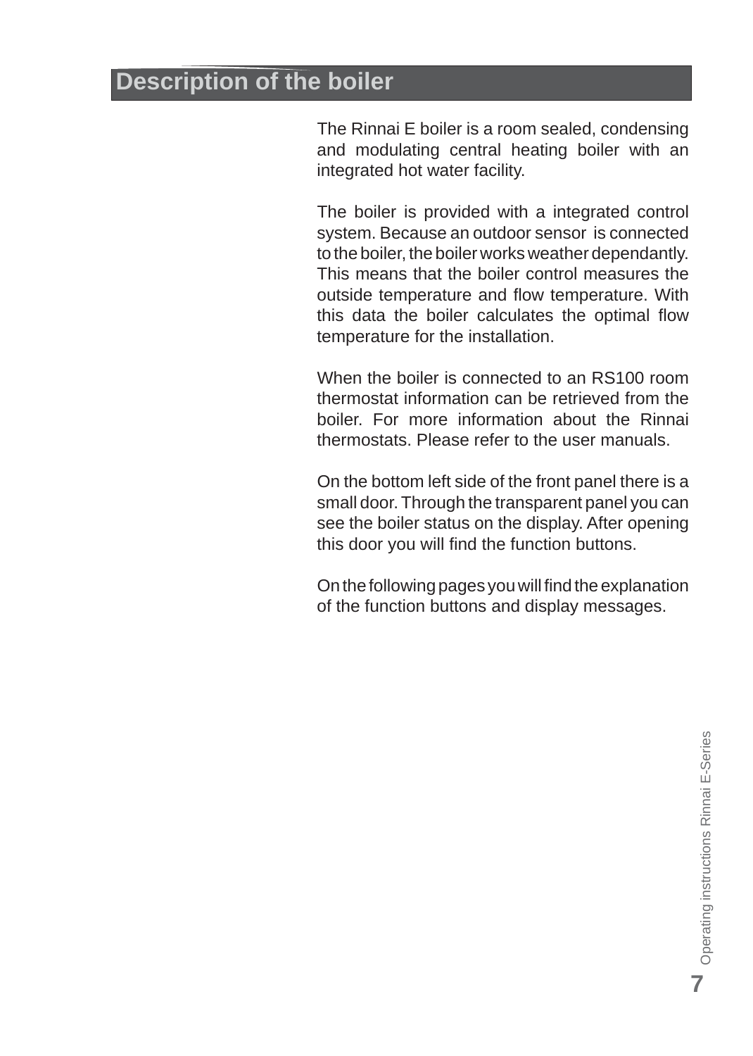## Description of the boiler

The Rinnai E boiler is a room sealed, condensing and modulating central heating boiler with an integrated hot water facility.

The boiler is provided with a integrated control system. Because an outdoor sensor is connected to the boiler, the boiler works weather dependantly. This means that the boiler control measures the outside temperature and flow temperature. With this data the boiler calculates the optimal flow temperature for the installation.

When the boiler is connected to an RS100 room thermostat information can be retrieved from the boiler. For more information about the Rinnai thermostats. Please refer to the user manuals.

On the bottom left side of the front panel there is a small door. Through the transparent panel you can see the boiler status on the display. After opening this door you will find the function buttons.

On the following pages you will find the explanation of the function buttons and display messages.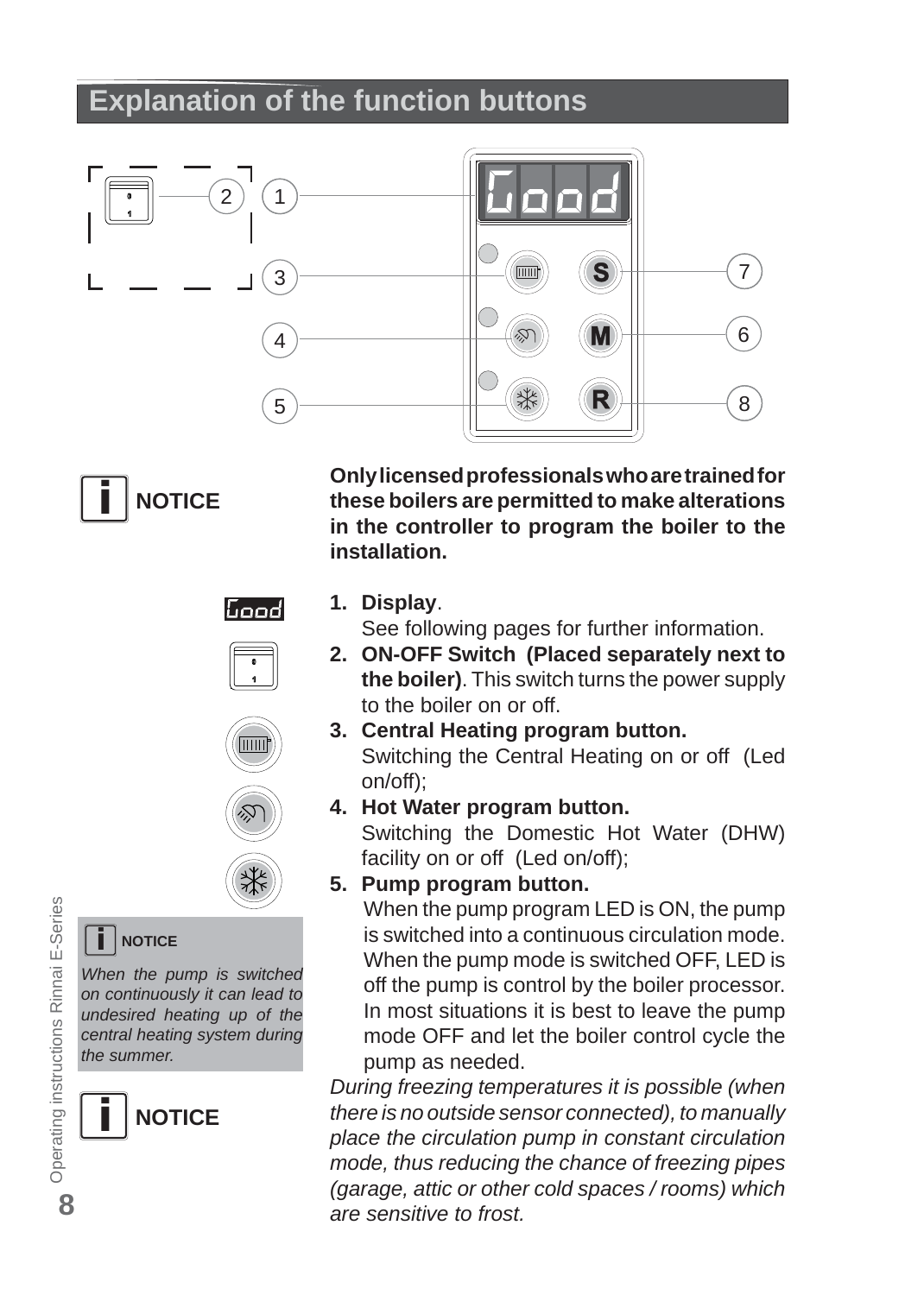## Explanation of the function buttons

**NOTICE**

**Only licensed professionals who are trained for these boilers are permitted to make alterations in the controller to program the boiler to the installation.**

1. **Display**.
   See following pages for further information.
2. **ON-OFF Switch (Placed separately next to the boiler)**. This switch turns the power supply to the boiler on or off.
3. **Central Heating program button.**
   Switching the Central Heating on or off (Led on/off);
4. **Hot Water program button.**
   Switching the Domestic Hot Water (DHW) facility on or off (Led on/off);
5. **Pump program button.**
   When the pump program LED is ON, the pump is switched into a continuous circulation mode. When the pump mode is switched OFF, LED is off the pump is control by the boiler processor. In most situations it is best to leave the pump mode OFF and let the boiler control cycle the pump as needed.

> **NOTICE**
>
> *When the pump is switched on continuously it can lead to undesired heating up of the central heating system during the summer.*

**NOTICE**

*During freezing temperatures it is possible (when there is no outside sensor connected), to manually place the circulation pump in constant circulation mode, thus reducing the chance of freezing pipes (garage, attic or other cold spaces / rooms) which are sensitive to frost.*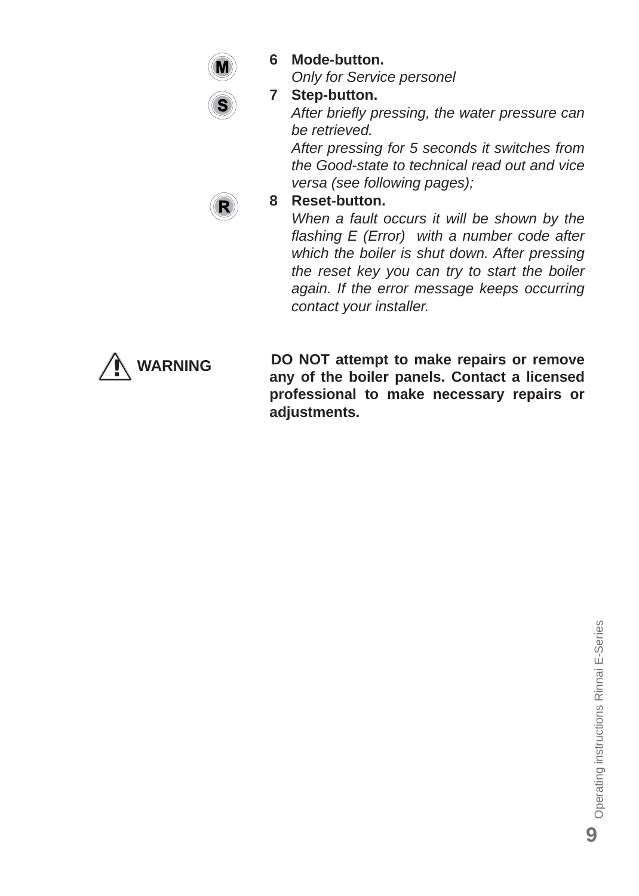M

6 **Mode-button.**
*Only for Service personel*

S

7 **Step-button.**
*After briefly pressing, the water pressure can be retrieved.*
*After pressing for 5 seconds it switches from the Good-state to technical read out and vice versa (see following pages);*

R

8 **Reset-button.**
*When a fault occurs it will be shown by the flashing E (Error) with a number code after which the boiler is shut down. After pressing the reset key you can try to start the boiler again. If the error message keeps occurring contact your installer.*

**WARNING**

**DO NOT attempt to make repairs or remove any of the boiler panels. Contact a licensed professional to make necessary repairs or adjustments.**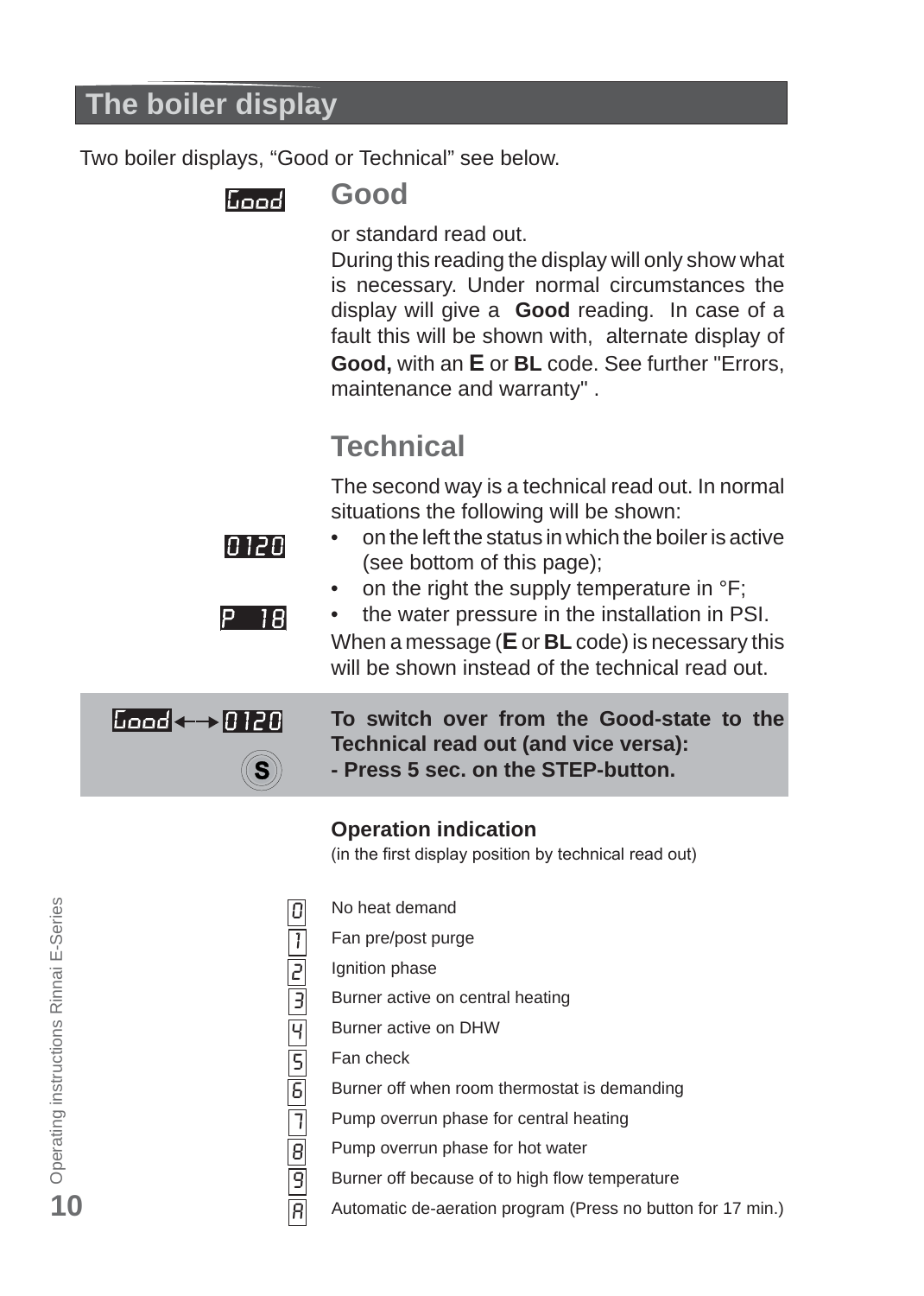# The boiler display

Two boiler displays, “Good or Technical” see below.

## Good

Good

or standard read out.

During this reading the display will only show what is necessary. Under normal circumstances the display will give a **Good** reading. In case of a fault this will be shown with, alternate display of **Good,** with an **E** or **BL** code. See further "Errors, maintenance and warranty" .

## Technical

The second way is a technical read out. In normal situations the following will be shown:

0120

- on the left the status in which the boiler is active (see bottom of this page);
- on the right the supply temperature in °F;

P 18

- the water pressure in the installation in PSI.

When a message (**E** or **BL** code) is necessary this will be shown instead of the technical read out.

Good ←→ 0120

S

**To switch over from the Good-state to the Technical read out (and vice versa):**
**- Press 5 sec. on the STEP-button.**

### Operation indication

(in the first display position by technical read out)

| Code | Description |
|---|---|
| 0 | No heat demand |
| 1 | Fan pre/post purge |
| 2 | Ignition phase |
| 3 | Burner active on central heating |
| 4 | Burner active on DHW |
| 5 | Fan check |
| 6 | Burner off when room thermostat is demanding |
| 7 | Pump overrun phase for central heating |
| 8 | Pump overrun phase for hot water |
| 9 | Burner off because of to high flow temperature |
| A | Automatic de-aeration program (Press no button for 17 min.) |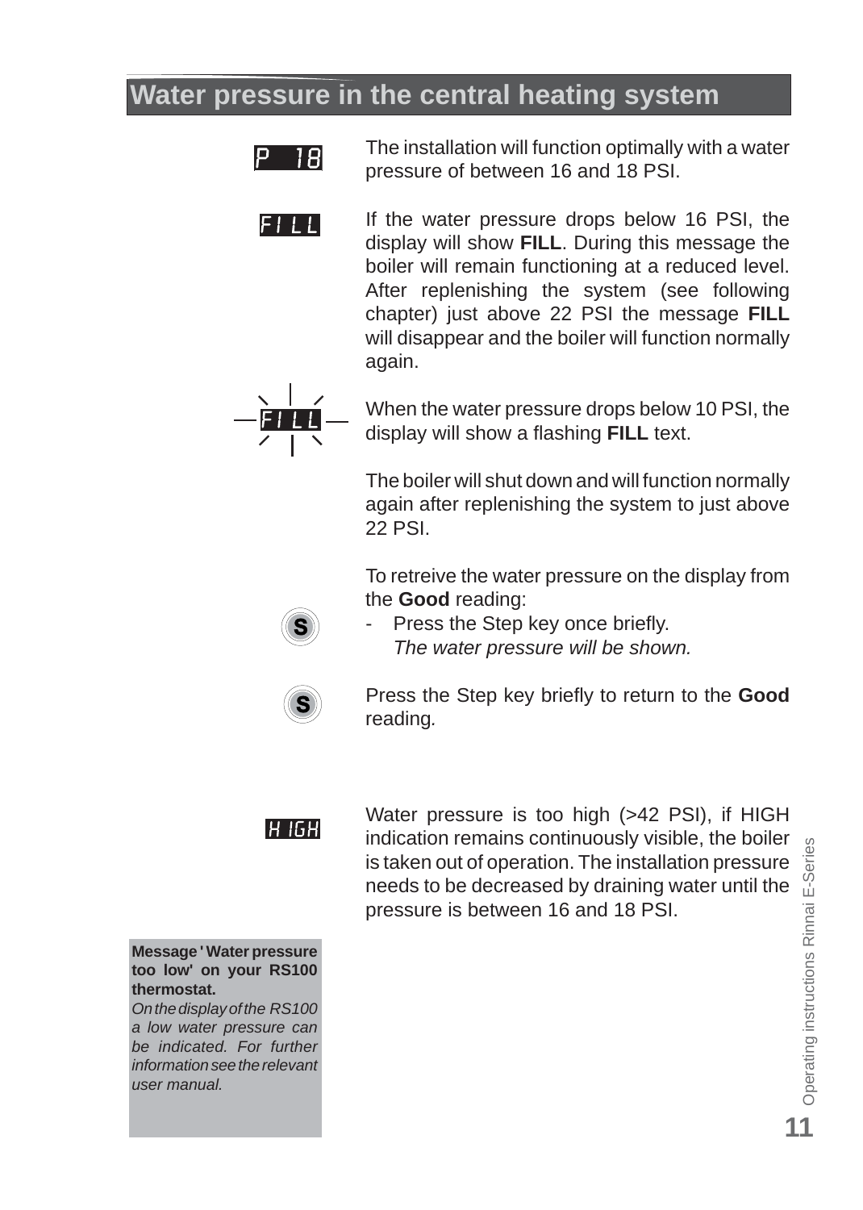# Water pressure in the central heating system

P 18

The installation will function optimally with a water pressure of between 16 and 18 PSI.

FILL

If the water pressure drops below 16 PSI, the display will show **FILL**. During this message the boiler will remain functioning at a reduced level. After replenishing the system (see following chapter) just above 22 PSI the message **FILL** will disappear and the boiler will function normally again.

FILL

When the water pressure drops below 10 PSI, the display will show a flashing **FILL** text.

The boiler will shut down and will function normally again after replenishing the system to just above 22 PSI.

To retreive the water pressure on the display from the **Good** reading:

- Press the Step key once briefly.
  *The water pressure will be shown.*

Press the Step key briefly to return to the **Good** reading.

HIGH

Water pressure is too high (>42 PSI), if HIGH indication remains continuously visible, the boiler is taken out of operation. The installation pressure needs to be decreased by draining water until the pressure is between 16 and 18 PSI.

**Message 'Water pressure too low' on your RS100 thermostat.**
*On the display of the RS100 a low water pressure can be indicated. For further information see the relevant user manual.*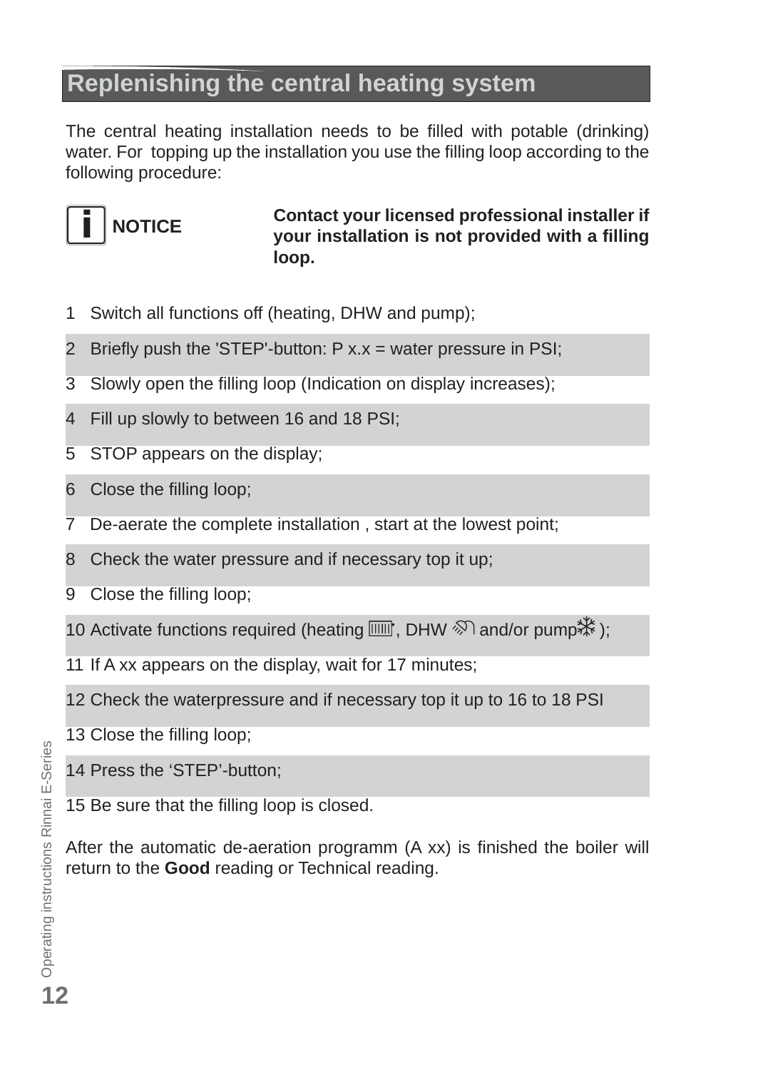## Replenishing the central heating system

The central heating installation needs to be filled with potable (drinking) water. For topping up the installation you use the filling loop according to the following procedure:

**NOTICE** **Contact your licensed professional installer if your installation is not provided with a filling loop.**

1. Switch all functions off (heating, DHW and pump);
2. Briefly push the 'STEP'-button: P x.x = water pressure in PSI;
3. Slowly open the filling loop (Indication on display increases);
4. Fill up slowly to between 16 and 18 PSI;
5. STOP appears on the display;
6. Close the filling loop;
7. De-aerate the complete installation , start at the lowest point;
8. Check the water pressure and if necessary top it up;
9. Close the filling loop;
10. Activate functions required (heating, DHW and/or pump);
11. If A xx appears on the display, wait for 17 minutes;
12. Check the waterpressure and if necessary top it up to 16 to 18 PSI
13. Close the filling loop;
14. Press the ‘STEP’-button;
15. Be sure that the filling loop is closed.

After the automatic de-aeration programm (A xx) is finished the boiler will return to the **Good** reading or Technical reading.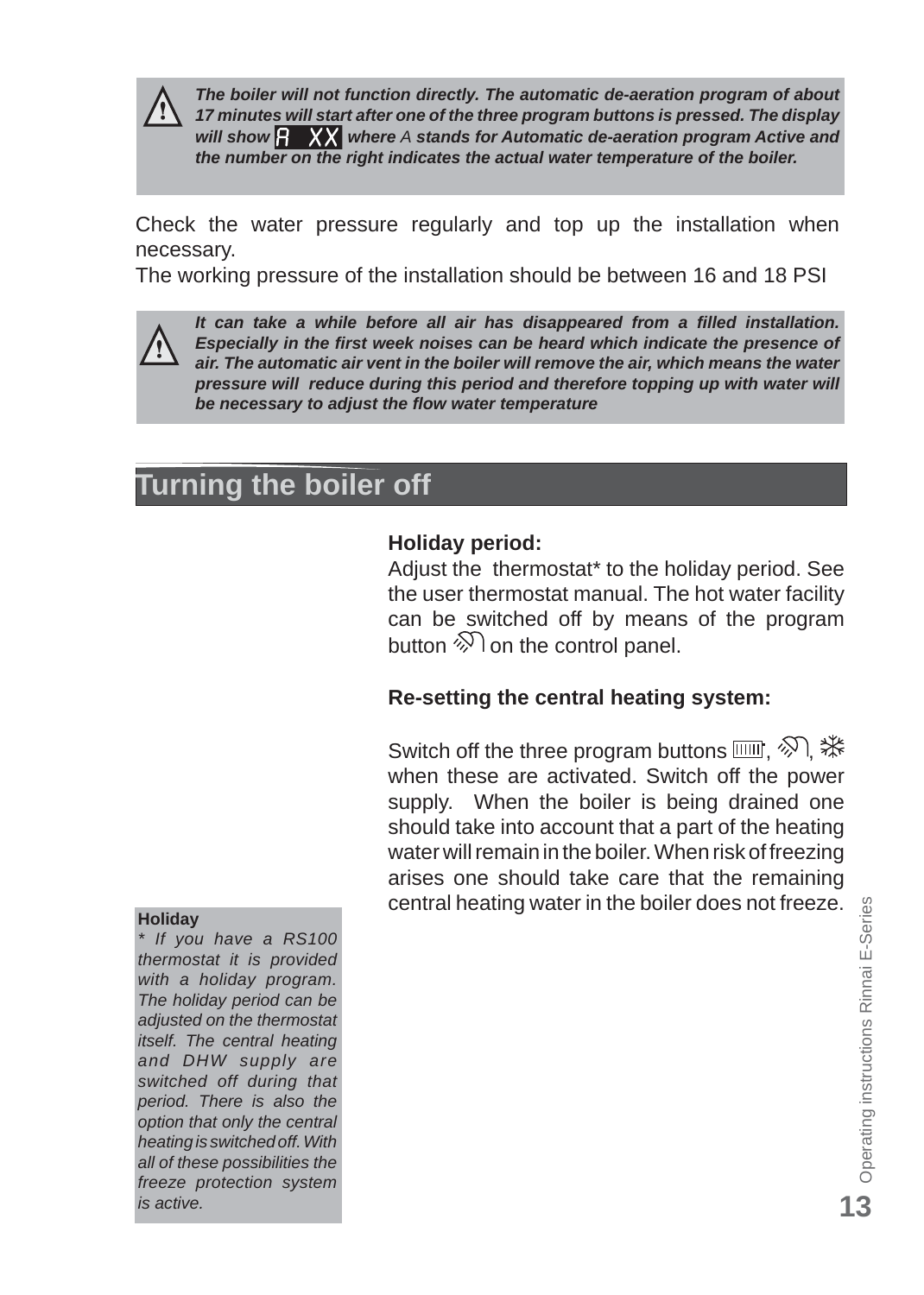**⚠ *The boiler will not function directly. The automatic de-aeration program of about 17 minutes will start after one of the three program buttons is pressed. The display will show A XX where* A *stands for Automatic de-aeration program Active and the number on the right indicates the actual water temperature of the boiler.***

Check the water pressure regularly and top up the installation when necessary.
The working pressure of the installation should be between 16 and 18 PSI

**⚠ *It can take a while before all air has disappeared from a filled installation. Especially in the first week noises can be heard which indicate the presence of air. The automatic air vent in the boiler will remove the air, which means the water pressure will reduce during this period and therefore topping up with water will be necessary to adjust the flow water temperature***

## Turning the boiler off

**Holiday period:**

Adjust the thermostat* to the holiday period. See the user thermostat manual. The hot water facility can be switched off by means of the program button on the control panel.

**Re-setting the central heating system:**

Switch off the three program buttons , , when these are activated. Switch off the power supply. When the boiler is being drained one should take into account that a part of the heating water will remain in the boiler. When risk of freezing arises one should take care that the remaining central heating water in the boiler does not freeze.

**Holiday**

*\* If you have a RS100 thermostat it is provided with a holiday program. The holiday period can be adjusted on the thermostat itself. The central heating and DHW supply are switched off during that period. There is also the option that only the central heating is switched off. With all of these possibilities the freeze protection system is active.*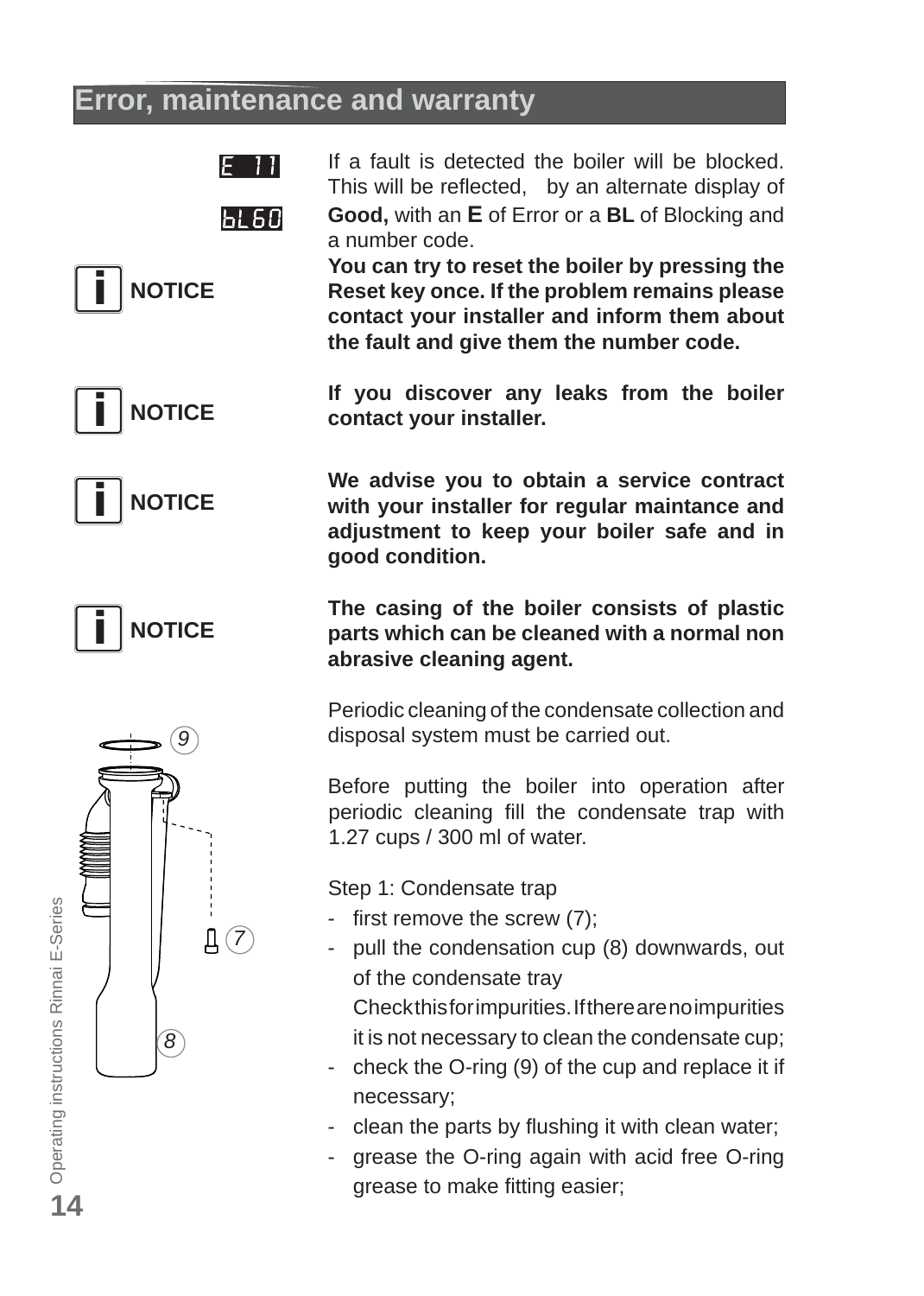# Error, maintenance and warranty

E 11

bL60

If a fault is detected the boiler will be blocked. This will be reflected, by an alternate display of **Good,** with an **E** of Error or a **BL** of Blocking and a number code.

**NOTICE**

**You can try to reset the boiler by pressing the Reset key once. If the problem remains please contact your installer and inform them about the fault and give them the number code.**

**NOTICE**

**If you discover any leaks from the boiler contact your installer.**

**NOTICE**

**We advise you to obtain a service contract with your installer for regular maintance and adjustment to keep your boiler safe and in good condition.**

**NOTICE**

**The casing of the boiler consists of plastic parts which can be cleaned with a normal non abrasive cleaning agent.**

Periodic cleaning of the condensate collection and disposal system must be carried out.

Before putting the boiler into operation after periodic cleaning fill the condensate trap with 1.27 cups / 300 ml of water.

Step 1: Condensate trap

- first remove the screw (7);
- pull the condensation cup (8) downwards, out of the condensate tray
  Check this for impurities. If there are no impurities it is not necessary to clean the condensate cup;
- check the O-ring (9) of the cup and replace it if necessary;
- clean the parts by flushing it with clean water;
- grease the O-ring again with acid free O-ring grease to make fitting easier;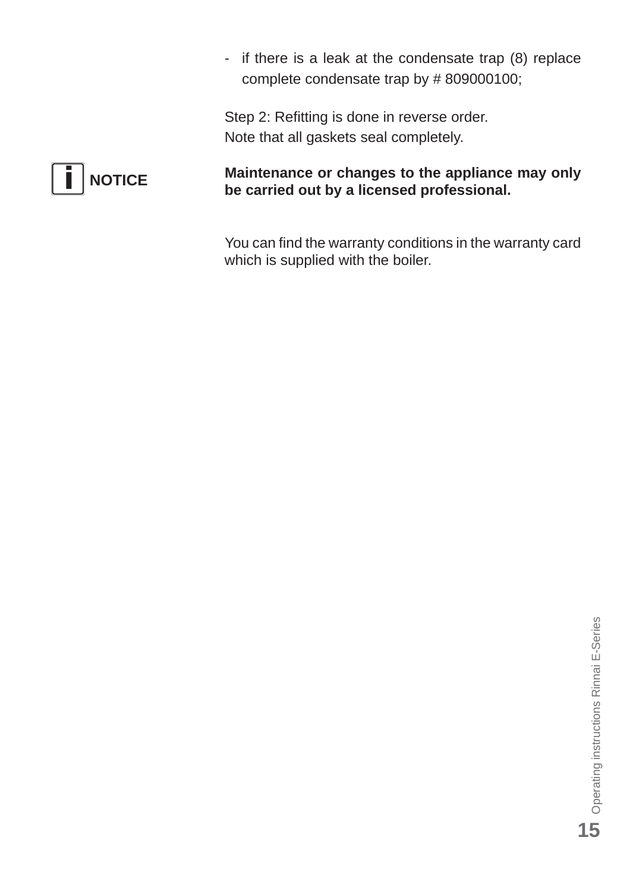- if there is a leak at the condensate trap (8) replace complete condensate trap by # 809000100;

Step 2: Refitting is done in reverse order.
Note that all gaskets seal completely.

**NOTICE**

**Maintenance or changes to the appliance may only be carried out by a licensed professional.**

You can find the warranty conditions in the warranty card which is supplied with the boiler.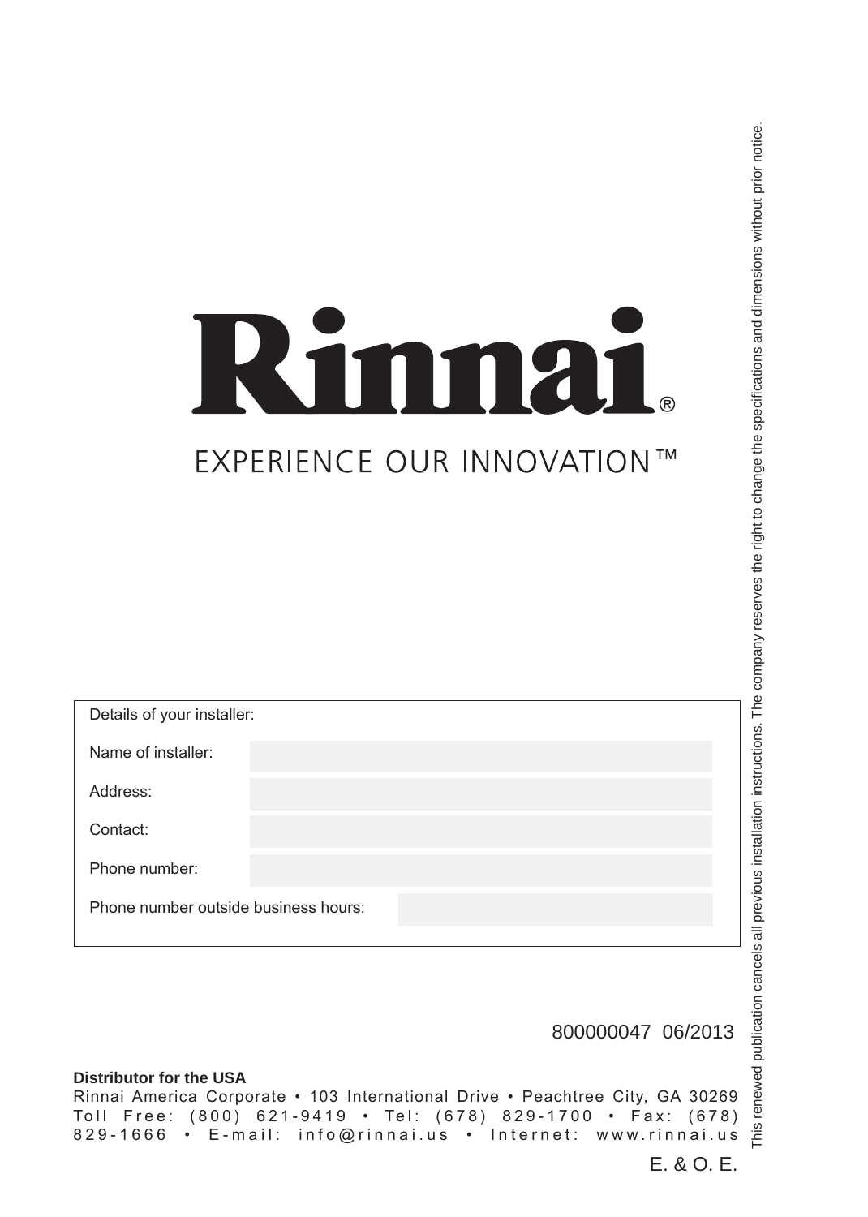# Rinnai®

EXPERIENCE OUR INNOVATION™

| | |
|---|---|
| Details of your installer: | |
| Name of installer: | |
| Address: | |
| Contact: | |
| Phone number: | |
| Phone number outside business hours: | |

800000047 06/2013

**Distributor for the USA**

Rinnai America Corporate • 103 International Drive • Peachtree City, GA 30269
Toll Free: (800) 621-9419 • Tel: (678) 829-1700 • Fax: (678) 829-1666 • E-mail: info@rinnai.us • Internet: www.rinnai.us

E. & O. E.

This renewed publication cancels all previous installation instructions. The company reserves the right to change the specifications and dimensions without prior notice.